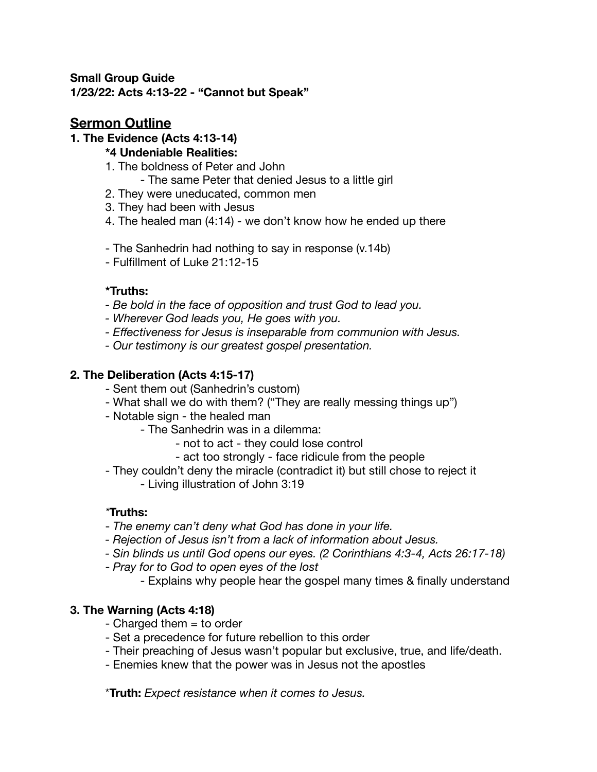**Small Group Guide**
**1/23/22: Acts 4:13-22 - "Cannot but Speak"**

## Sermon Outline

### 1. The Evidence (Acts 4:13-14)

**\*4 Undeniable Realities:**

1. The boldness of Peter and John
   - The same Peter that denied Jesus to a little girl
2. They were uneducated, common men
3. They had been with Jesus
4. The healed man (4:14) - we don't know how he ended up there

- The Sanhedrin had nothing to say in response (v.14b)
- Fulfillment of Luke 21:12-15

**\*Truths:**

- *Be bold in the face of opposition and trust God to lead you.*
- *Wherever God leads you, He goes with you.*
- *Effectiveness for Jesus is inseparable from communion with Jesus.*
- *Our testimony is our greatest gospel presentation.*

### 2. The Deliberation (Acts 4:15-17)

- Sent them out (Sanhedrin's custom)
- What shall we do with them? ("They are really messing things up")
- Notable sign - the healed man
  - The Sanhedrin was in a dilemma:
    - not to act - they could lose control
    - act too strongly - face ridicule from the people
- They couldn't deny the miracle (contradict it) but still chose to reject it
  - Living illustration of John 3:19

\***Truths:**

- *The enemy can't deny what God has done in your life.*
- *Rejection of Jesus isn't from a lack of information about Jesus.*
- *Sin blinds us until God opens our eyes. (2 Corinthians 4:3-4, Acts 26:17-18)*
- *Pray for to God to open eyes of the lost*
  - Explains why people hear the gospel many times & finally understand

### 3. The Warning (Acts 4:18)

- Charged them = to order
- Set a precedence for future rebellion to this order
- Their preaching of Jesus wasn't popular but exclusive, true, and life/death.
- Enemies knew that the power was in Jesus not the apostles

\***Truth:** *Expect resistance when it comes to Jesus.*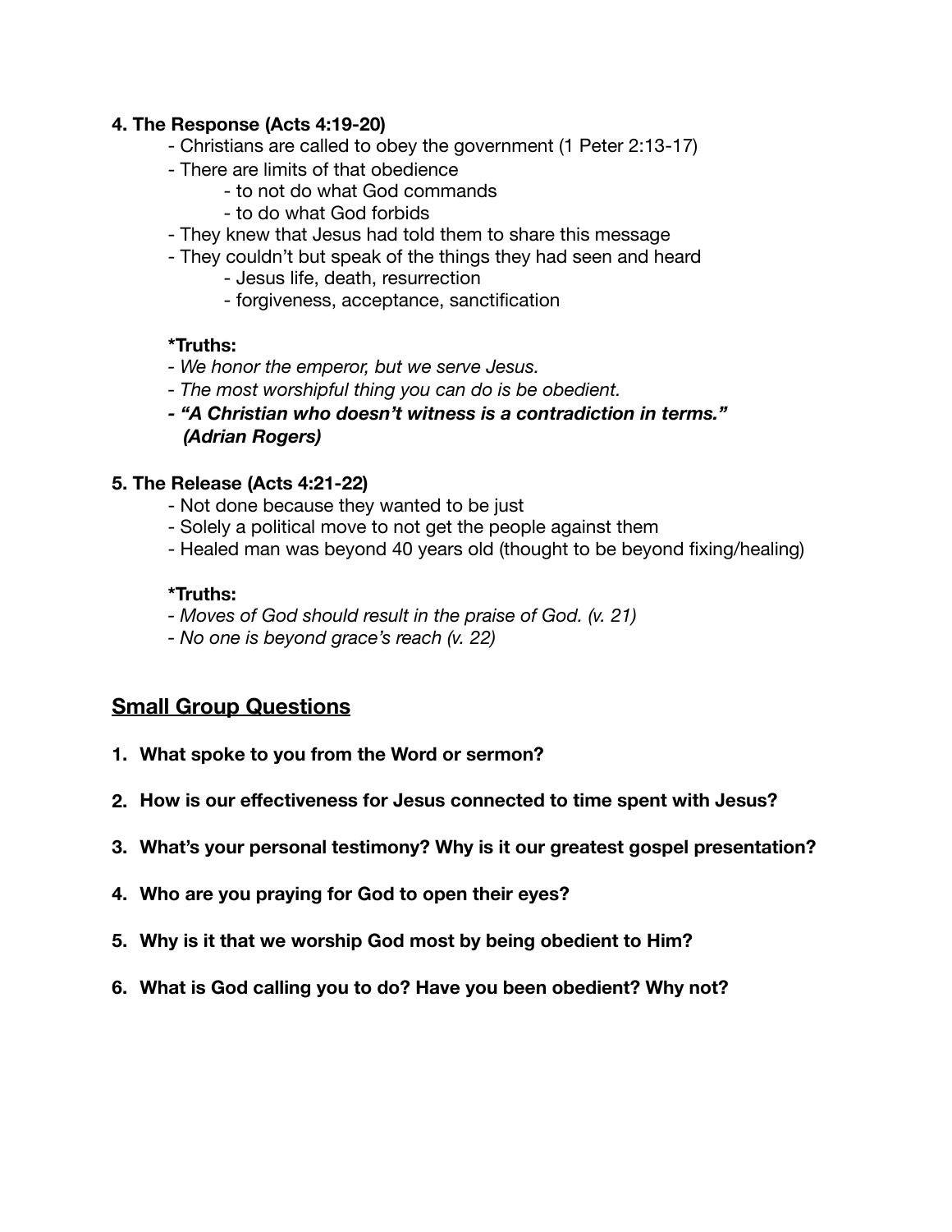**4. The Response (Acts 4:19-20)**

- Christians are called to obey the government (1 Peter 2:13-17)
- There are limits of that obedience
    - to not do what God commands
    - to do what God forbids
- They knew that Jesus had told them to share this message
- They couldn't but speak of the things they had seen and heard
    - Jesus life, death, resurrection
    - forgiveness, acceptance, sanctification

**\*Truths:**

- *We honor the emperor, but we serve Jesus.*
- *The most worshipful thing you can do is be obedient.*
- ***"A Christian who doesn't witness is a contradiction in terms." (Adrian Rogers)***

**5. The Release (Acts 4:21-22)**

- Not done because they wanted to be just
- Solely a political move to not get the people against them
- Healed man was beyond 40 years old (thought to be beyond fixing/healing)

**\*Truths:**

- *Moves of God should result in the praise of God. (v. 21)*
- *No one is beyond grace's reach (v. 22)*

## Small Group Questions

1. **What spoke to you from the Word or sermon?**
2. **How is our effectiveness for Jesus connected to time spent with Jesus?**
3. **What's your personal testimony? Why is it our greatest gospel presentation?**
4. **Who are you praying for God to open their eyes?**
5. **Why is it that we worship God most by being obedient to Him?**
6. **What is God calling you to do? Have you been obedient? Why not?**